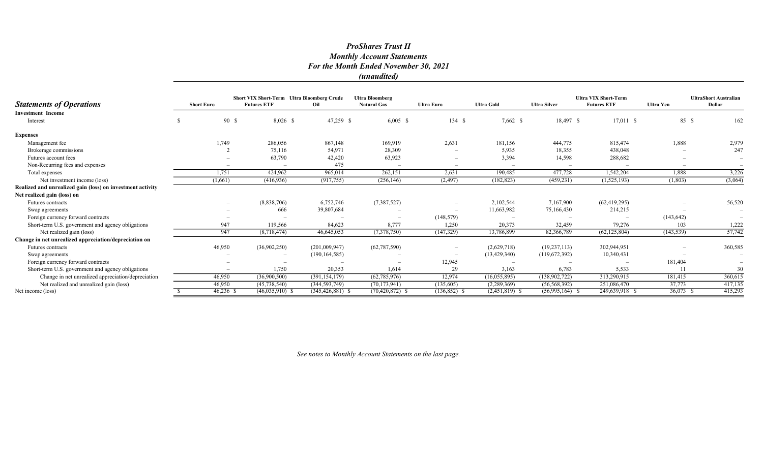# *ProShares Trust II*
## *Monthly Account Statements*
## *For the Month Ended November 30, 2021*
## *(unaudited)*

| ***Statements of Operations*** | Short Euro | Short VIX Short-Term Futures ETF | Ultra Bloomberg Crude Oil | Ultra Bloomberg Natural Gas | Ultra Euro | Ultra Gold | Ultra Silver | Ultra VIX Short-Term Futures ETF | Ultra Yen | UltraShort Australian Dollar |
|---|---|---|---|---|---|---|---|---|---|---|
| **Investment Income** | | | | | | | | | | |
| Interest | $ 90 | $ 8,026 | $ 47,259 | $ 6,005 | $ 134 | $ 7,662 | $ 18,497 | $ 17,011 | $ 85 | $ 162 |
| **Expenses** | | | | | | | | | | |
| Management fee | 1,749 | 286,056 | 867,148 | 169,919 | 2,631 | 181,156 | 444,775 | 815,474 | 1,888 | 2,979 |
| Brokerage commissions | 2 | 75,116 | 54,971 | 28,309 | – | 5,935 | 18,355 | 438,048 | – | 247 |
| Futures account fees | – | 63,790 | 42,420 | 63,923 | – | 3,394 | 14,598 | 288,682 | – | – |
| Non-Recurring fees and expenses | – | – | 475 | – | – | – | – | – | – | – |
| Total expenses | 1,751 | 424,962 | 965,014 | 262,151 | 2,631 | 190,485 | 477,728 | 1,542,204 | 1,888 | 3,226 |
| Net investment income (loss) | (1,661) | (416,936) | (917,755) | (256,146) | (2,497) | (182,823) | (459,231) | (1,525,193) | (1,803) | (3,064) |
| **Realized and unrealized gain (loss) on investment activity** | | | | | | | | | | |
| **Net realized gain (loss) on** | | | | | | | | | | |
| Futures contracts | – | (8,838,706) | 6,752,746 | (7,387,527) | – | 2,102,544 | 7,167,900 | (62,419,295) | – | 56,520 |
| Swap agreements | – | 666 | 39,807,684 | – | – | 11,663,982 | 75,166,430 | 214,215 | – | – |
| Foreign currency forward contracts | – | – | – | – | (148,579) | – | – | – | (143,642) | – |
| Short-term U.S. government and agency obligations | 947 | 119,566 | 84,623 | 8,777 | 1,250 | 20,373 | 32,459 | 79,276 | 103 | 1,222 |
| Net realized gain (loss) | 947 | (8,718,474) | 46,645,053 | (7,378,750) | (147,329) | 13,786,899 | 82,366,789 | (62,125,804) | (143,539) | 57,742 |
| **Change in net unrealized appreciation/depreciation on** | | | | | | | | | | |
| Futures contracts | 46,950 | (36,902,250) | (201,009,947) | (62,787,590) | – | (2,629,718) | (19,237,113) | 302,944,951 | – | 360,585 |
| Swap agreements | – | – | (190,164,585) | – | – | (13,429,340) | (119,672,392) | 10,340,431 | – | – |
| Foreign currency forward contracts | – | – | – | – | 12,945 | – | – | – | 181,404 | – |
| Short-term U.S. government and agency obligations | – | 1,750 | 20,353 | 1,614 | 29 | 3,163 | 6,783 | 5,533 | 11 | 30 |
| Change in net unrealized appreciation/depreciation | 46,950 | (36,900,500) | (391,154,179) | (62,785,976) | 12,974 | (16,055,895) | (138,902,722) | 313,290,915 | 181,415 | 360,615 |
| Net realized and unrealized gain (loss) | 46,950 | (45,738,540) | (344,593,749) | (70,173,941) | (135,605) | (2,289,369) | (56,568,392) | 251,086,470 | 37,773 | 417,135 |
| Net income (loss) | $ 46,236 | $ (46,035,910) | $ (345,426,881) | $ (70,420,872) | $ (136,852) | $ (2,451,819) | $ (56,995,164) | $ 249,639,918 | $ 36,073 | $ 415,293 |

*See notes to Monthly Account Statements on the last page.*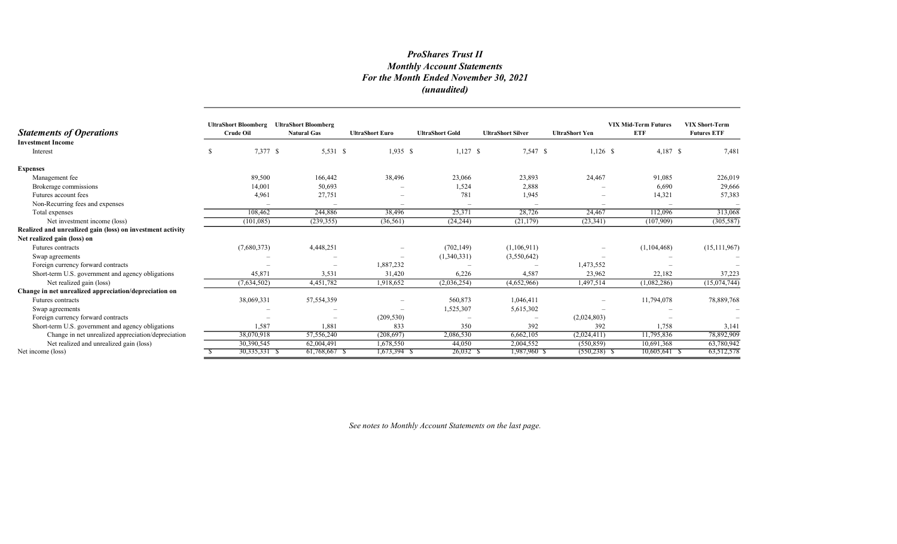# *ProShares Trust II*
## *Monthly Account Statements*
## *For the Month Ended November 30, 2021*
## *(unaudited)*

| ***Statements of Operations*** | UltraShort Bloomberg Crude Oil | UltraShort Bloomberg Natural Gas | UltraShort Euro | UltraShort Gold | UltraShort Silver | UltraShort Yen | VIX Mid-Term Futures ETF | VIX Short-Term Futures ETF |
|---|---|---|---|---|---|---|---|---|
| **Investment Income** | | | | | | | | |
| Interest | $ 7,377 | $ 5,531 | $ 1,935 | $ 1,127 | $ 7,547 | $ 1,126 | $ 4,187 | $ 7,481 |
| **Expenses** | | | | | | | | |
| Management fee | 89,500 | 166,442 | 38,496 | 23,066 | 23,893 | 24,467 | 91,085 | 226,019 |
| Brokerage commissions | 14,001 | 50,693 | – | 1,524 | 2,888 | – | 6,690 | 29,666 |
| Futures account fees | 4,961 | 27,751 | – | 781 | 1,945 | – | 14,321 | 57,383 |
| Non-Recurring fees and expenses | – | – | – | – | – | – | – | – |
| Total expenses | 108,462 | 244,886 | 38,496 | 25,371 | 28,726 | 24,467 | 112,096 | 313,068 |
| Net investment income (loss) | (101,085) | (239,355) | (36,561) | (24,244) | (21,179) | (23,341) | (107,909) | (305,587) |
| **Realized and unrealized gain (loss) on investment activity** | | | | | | | | |
| **Net realized gain (loss) on** | | | | | | | | |
| Futures contracts | (7,680,373) | 4,448,251 | – | (702,149) | (1,106,911) | – | (1,104,468) | (15,111,967) |
| Swap agreements | – | – | – | (1,340,331) | (3,550,642) | – | – | – |
| Foreign currency forward contracts | – | – | 1,887,232 | – | – | 1,473,552 | – | – |
| Short-term U.S. government and agency obligations | 45,871 | 3,531 | 31,420 | 6,226 | 4,587 | 23,962 | 22,182 | 37,223 |
| Net realized gain (loss) | (7,634,502) | 4,451,782 | 1,918,652 | (2,036,254) | (4,652,966) | 1,497,514 | (1,082,286) | (15,074,744) |
| **Change in net unrealized appreciation/depreciation on** | | | | | | | | |
| Futures contracts | 38,069,331 | 57,554,359 | – | 560,873 | 1,046,411 | – | 11,794,078 | 78,889,768 |
| Swap agreements | – | – | – | 1,525,307 | 5,615,302 | – | – | – |
| Foreign currency forward contracts | – | – | (209,530) | – | – | (2,024,803) | – | – |
| Short-term U.S. government and agency obligations | 1,587 | 1,881 | 833 | 350 | 392 | 392 | 1,758 | 3,141 |
| Change in net unrealized appreciation/depreciation | 38,070,918 | 57,556,240 | (208,697) | 2,086,530 | 6,662,105 | (2,024,411) | 11,795,836 | 78,892,909 |
| Net realized and unrealized gain (loss) | 30,390,545 | 62,004,491 | 1,678,550 | 44,050 | 2,004,552 | (550,859) | 10,691,368 | 63,780,942 |
| Net income (loss) | $ 30,335,331 | $ 61,768,667 | $ 1,673,394 | $ 26,032 | $ 1,987,960 | $ (550,238) | $ 10,605,641 | $ 63,512,578 |

*See notes to Monthly Account Statements on the last page.*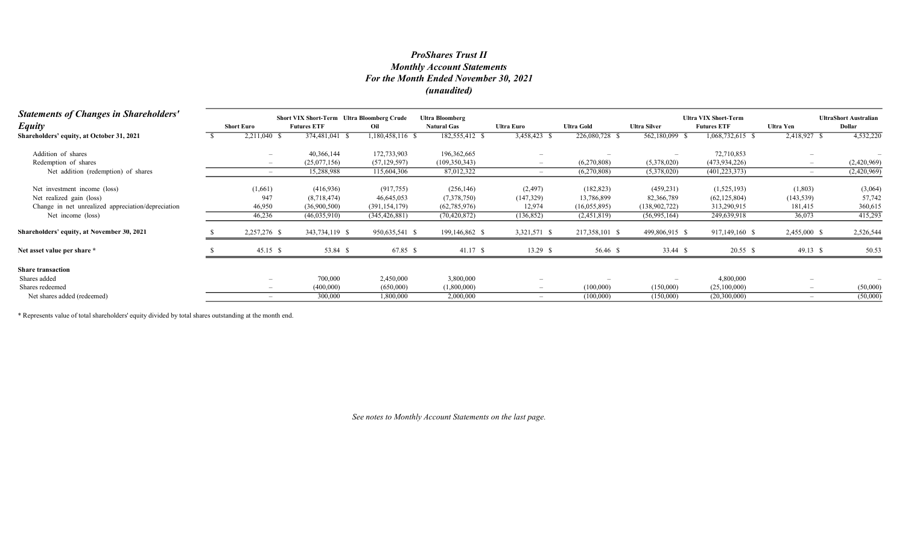# ProShares Trust II
## Monthly Account Statements
## For the Month Ended November 30, 2021
## (unaudited)

| ***Statements of Changes in Shareholders' Equity*** | Short Euro | Short VIX Short-Term Futures ETF | Ultra Bloomberg Crude Oil | Ultra Bloomberg Natural Gas | Ultra Euro | Ultra Gold | Ultra Silver | Ultra VIX Short-Term Futures ETF | Ultra Yen | UltraShort Australian Dollar |
|---|---|---|---|---|---|---|---|---|---|---|
| **Shareholders' equity, at October 31, 2021** | $ 2,211,040 | $ 374,481,041 | $ 1,180,458,116 | $ 182,555,412 | $ 3,458,423 | $ 226,080,728 | $ 562,180,099 | $ 1,068,732,615 | $ 2,418,927 | $ 4,532,220 |
| Addition of shares | – | 40,366,144 | 172,733,903 | 196,362,665 | – | – | – | 72,710,853 | – | – |
| Redemption of shares | – | (25,077,156) | (57,129,597) | (109,350,343) | – | (6,270,808) | (5,378,020) | (473,934,226) | – | (2,420,969) |
| Net addition (redemption) of shares | – | 15,288,988 | 115,604,306 | 87,012,322 | – | (6,270,808) | (5,378,020) | (401,223,373) | – | (2,420,969) |
| Net investment income (loss) | (1,661) | (416,936) | (917,755) | (256,146) | (2,497) | (182,823) | (459,231) | (1,525,193) | (1,803) | (3,064) |
| Net realized gain (loss) | 947 | (8,718,474) | 46,645,053 | (7,378,750) | (147,329) | 13,786,899 | 82,366,789 | (62,125,804) | (143,539) | 57,742 |
| Change in net unrealized appreciation/depreciation | 46,950 | (36,900,500) | (391,154,179) | (62,785,976) | 12,974 | (16,055,895) | (138,902,722) | 313,290,915 | 181,415 | 360,615 |
| Net income (loss) | 46,236 | (46,035,910) | (345,426,881) | (70,420,872) | (136,852) | (2,451,819) | (56,995,164) | 249,639,918 | 36,073 | 415,293 |
| **Shareholders' equity, at November 30, 2021** | $ 2,257,276 | $ 343,734,119 | $ 950,635,541 | $ 199,146,862 | $ 3,321,571 | $ 217,358,101 | $ 499,806,915 | $ 917,149,160 | $ 2,455,000 | $ 2,526,544 |
| **Net asset value per share** * | $ 45.15 | $ 53.84 | $ 67.85 | $ 41.17 | $ 13.29 | $ 56.46 | $ 33.44 | $ 20.55 | $ 49.13 | $ 50.53 |
| **Share transaction** | | | | | | | | | | |
| Shares added | – | 700,000 | 2,450,000 | 3,800,000 | – | – | – | 4,800,000 | – | – |
| Shares redeemed | – | (400,000) | (650,000) | (1,800,000) | – | (100,000) | (150,000) | (25,100,000) | – | (50,000) |
| Net shares added (redeemed) | – | 300,000 | 1,800,000 | 2,000,000 | – | (100,000) | (150,000) | (20,300,000) | – | (50,000) |

* Represents value of total shareholders' equity divided by total shares outstanding at the month end.

*See notes to Monthly Account Statements on the last page.*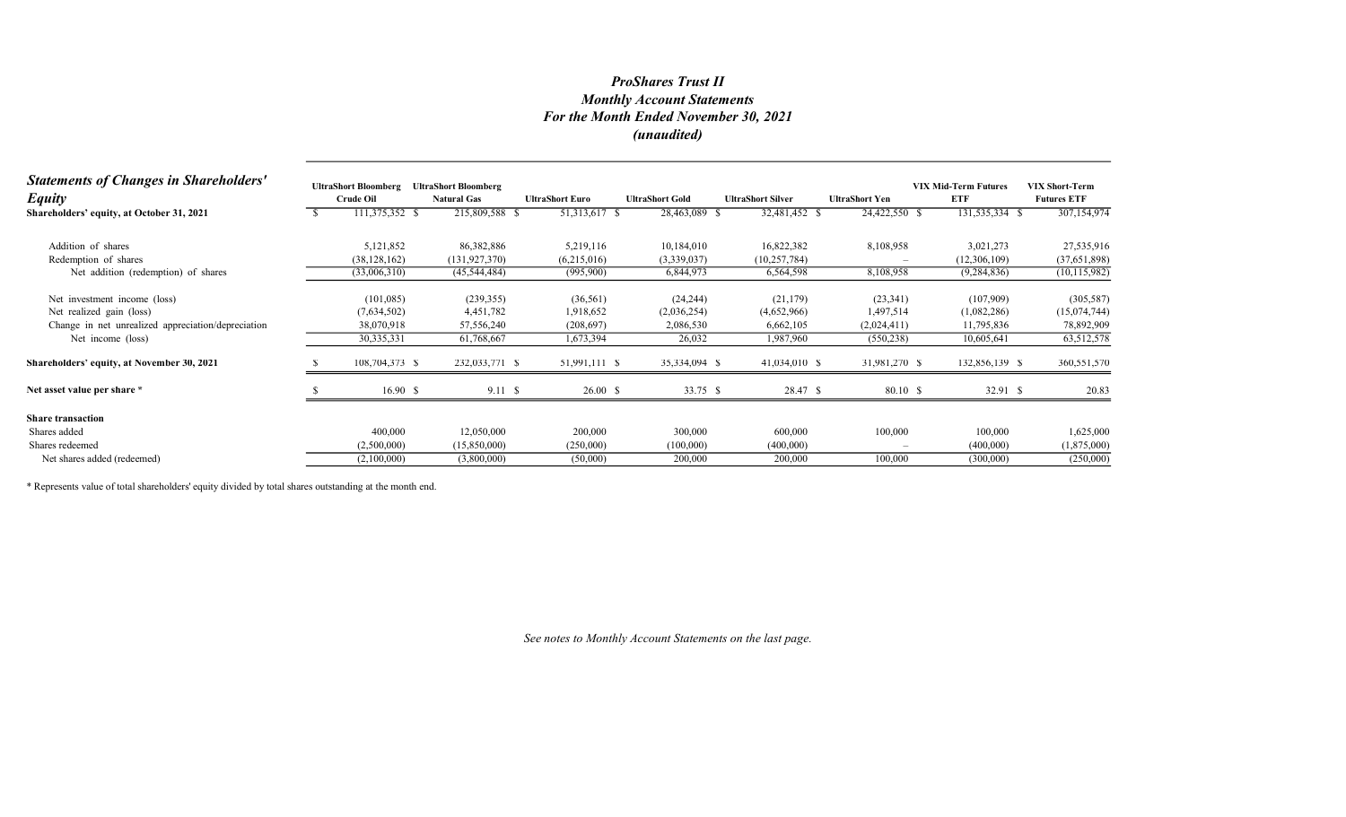# *ProShares Trust II*
## *Monthly Account Statements*
## *For the Month Ended November 30, 2021*
## *(unaudited)*

| ***Statements of Changes in Shareholders' Equity*** | **UltraShort Bloomberg Crude Oil** | **UltraShort Bloomberg Natural Gas** | **UltraShort Euro** | **UltraShort Gold** | **UltraShort Silver** | **UltraShort Yen** | **VIX Mid-Term Futures ETF** | **VIX Short-Term Futures ETF** |
|---|---|---|---|---|---|---|---|---|
| **Shareholders' equity, at October 31, 2021** | $ 111,375,352 | $ 215,809,588 | $ 51,313,617 | $ 28,463,089 | $ 32,481,452 | $ 24,422,550 | $ 131,535,334 | $ 307,154,974 |
| Addition of shares | 5,121,852 | 86,382,886 | 5,219,116 | 10,184,010 | 16,822,382 | 8,108,958 | 3,021,273 | 27,535,916 |
| Redemption of shares | (38,128,162) | (131,927,370) | (6,215,016) | (3,339,037) | (10,257,784) | – | (12,306,109) | (37,651,898) |
| Net addition (redemption) of shares | (33,006,310) | (45,544,484) | (995,900) | 6,844,973 | 6,564,598 | 8,108,958 | (9,284,836) | (10,115,982) |
| Net investment income (loss) | (101,085) | (239,355) | (36,561) | (24,244) | (21,179) | (23,341) | (107,909) | (305,587) |
| Net realized gain (loss) | (7,634,502) | 4,451,782 | 1,918,652 | (2,036,254) | (4,652,966) | 1,497,514 | (1,082,286) | (15,074,744) |
| Change in net unrealized appreciation/depreciation | 38,070,918 | 57,556,240 | (208,697) | 2,086,530 | 6,662,105 | (2,024,411) | 11,795,836 | 78,892,909 |
| Net income (loss) | 30,335,331 | 61,768,667 | 1,673,394 | 26,032 | 1,987,960 | (550,238) | 10,605,641 | 63,512,578 |
| **Shareholders' equity, at November 30, 2021** | $ 108,704,373 | $ 232,033,771 | $ 51,991,111 | $ 35,334,094 | $ 41,034,010 | $ 31,981,270 | $ 132,856,139 | $ 360,551,570 |
| **Net asset value per share \*** | $ 16.90 | $ 9.11 | $ 26.00 | $ 33.75 | $ 28.47 | $ 80.10 | $ 32.91 | $ 20.83 |
| **Share transaction** | | | | | | | | |
| Shares added | 400,000 | 12,050,000 | 200,000 | 300,000 | 600,000 | 100,000 | 100,000 | 1,625,000 |
| Shares redeemed | (2,500,000) | (15,850,000) | (250,000) | (100,000) | (400,000) | – | (400,000) | (1,875,000) |
| Net shares added (redeemed) | (2,100,000) | (3,800,000) | (50,000) | 200,000 | 200,000 | 100,000 | (300,000) | (250,000) |

\* Represents value of total shareholders' equity divided by total shares outstanding at the month end.

*See notes to Monthly Account Statements on the last page.*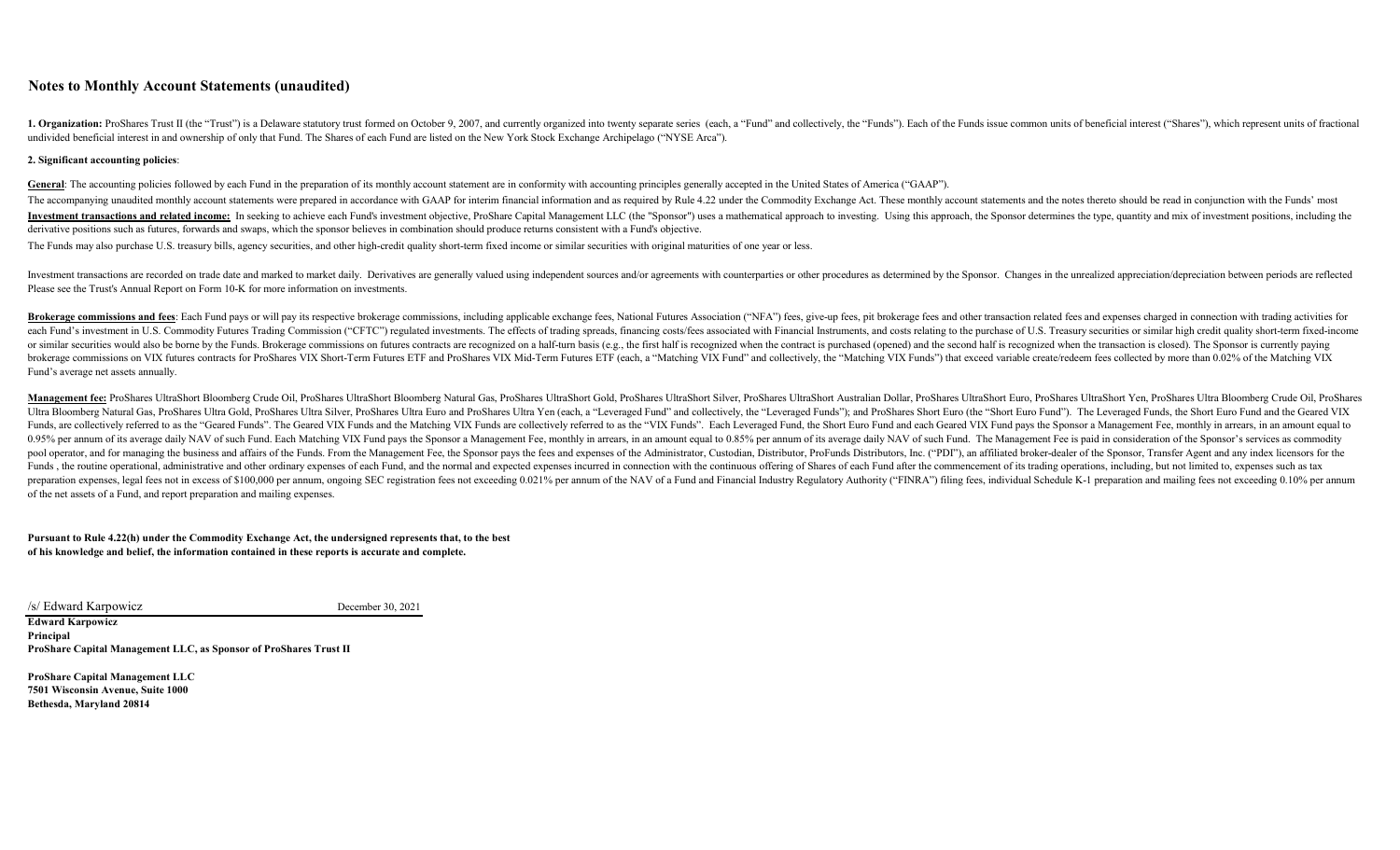## Notes to Monthly Account Statements (unaudited)

**1. Organization:** ProShares Trust II (the "Trust") is a Delaware statutory trust formed on October 9, 2007, and currently organized into twenty separate series (each, a "Fund" and collectively, the "Funds"). Each of the Funds issue common units of beneficial interest ("Shares"), which represent units of fractional undivided beneficial interest in and ownership of only that Fund. The Shares of each Fund are listed on the New York Stock Exchange Archipelago ("NYSE Arca").

**2. Significant accounting policies**:

**General**: The accounting policies followed by each Fund in the preparation of its monthly account statement are in conformity with accounting principles generally accepted in the United States of America ("GAAP").

The accompanying unaudited monthly account statements were prepared in accordance with GAAP for interim financial information and as required by Rule 4.22 under the Commodity Exchange Act. These monthly account statements and the notes thereto should be read in conjunction with the Funds' most

**Investment transactions and related income:** In seeking to achieve each Fund's investment objective, ProShare Capital Management LLC (the "Sponsor") uses a mathematical approach to investing. Using this approach, the Sponsor determines the type, quantity and mix of investment positions, including the derivative positions such as futures, forwards and swaps, which the sponsor believes in combination should produce returns consistent with a Fund's objective.

The Funds may also purchase U.S. treasury bills, agency securities, and other high-credit quality short-term fixed income or similar securities with original maturities of one year or less.

Investment transactions are recorded on trade date and marked to market daily. Derivatives are generally valued using independent sources and/or agreements with counterparties or other procedures as determined by the Sponsor. Changes in the unrealized appreciation/depreciation between periods are reflected Please see the Trust's Annual Report on Form 10-K for more information on investments.

**Brokerage commissions and fees**: Each Fund pays or will pay its respective brokerage commissions, including applicable exchange fees, National Futures Association ("NFA") fees, give-up fees, pit brokerage fees and other transaction related fees and expenses charged in connection with trading activities for each Fund's investment in U.S. Commodity Futures Trading Commission ("CFTC") regulated investments. The effects of trading spreads, financing costs/fees associated with Financial Instruments, and costs relating to the purchase of U.S. Treasury securities or similar high credit quality short-term fixed-income or similar securities would also be borne by the Funds. Brokerage commissions on futures contracts are recognized on a half-turn basis (e.g., the first half is recognized when the contract is purchased (opened) and the second half is recognized when the transaction is closed). The Sponsor is currently paying brokerage commissions on VIX futures contracts for ProShares VIX Short-Term Futures ETF and ProShares VIX Mid-Term Futures ETF (each, a "Matching VIX Fund" and collectively, the "Matching VIX Funds") that exceed variable create/redeem fees collected by more than 0.02% of the Matching VIX Fund's average net assets annually.

**Management fee:** ProShares UltraShort Bloomberg Crude Oil, ProShares UltraShort Bloomberg Natural Gas, ProShares UltraShort Gold, ProShares UltraShort Silver, ProShares UltraShort Australian Dollar, ProShares UltraShort Euro, ProShares UltraShort Yen, ProShares Ultra Bloomberg Crude Oil, ProShares Ultra Bloomberg Natural Gas, ProShares Ultra Gold, ProShares Ultra Silver, ProShares Ultra Euro and ProShares Ultra Yen (each, a "Leveraged Fund" and collectively, the "Leveraged Funds"); and ProShares Short Euro (the "Short Euro Fund"). The Leveraged Funds, the Short Euro Fund and the Geared VIX Funds, are collectively referred to as the "Geared Funds". The Geared VIX Funds and the Matching VIX Funds are collectively referred to as the "VIX Funds". Each Leveraged Fund, the Short Euro Fund and each Geared VIX Fund pays the Sponsor a Management Fee, monthly in arrears, in an amount equal to 0.95% per annum of its average daily NAV of such Fund. Each Matching VIX Fund pays the Sponsor a Management Fee, monthly in arrears, in an amount equal to 0.85% per annum of its average daily NAV of such Fund. The Management Fee is paid in consideration of the Sponsor's services as commodity pool operator, and for managing the business and affairs of the Funds. From the Management Fee, the Sponsor pays the fees and expenses of the Administrator, Custodian, Distributor, ProFunds Distributors, Inc. ("PDI"), an affiliated broker-dealer of the Sponsor, Transfer Agent and any index licensors for the Funds , the routine operational, administrative and other ordinary expenses of each Fund, and the normal and expected expenses incurred in connection with the continuous offering of Shares of each Fund after the commencement of its trading operations, including, but not limited to, expenses such as tax preparation expenses, legal fees not in excess of $100,000 per annum, ongoing SEC registration fees not exceeding 0.021% per annum of the NAV of a Fund and Financial Industry Regulatory Authority ("FINRA") filing fees, individual Schedule K-1 preparation and mailing fees not exceeding 0.10% per annum of the net assets of a Fund, and report preparation and mailing expenses.

**Pursuant to Rule 4.22(h) under the Commodity Exchange Act, the undersigned represents that, to the best of his knowledge and belief, the information contained in these reports is accurate and complete.**

/s/ Edward Karpowicz December 30, 2021

**Edward Karpowicz**
**Principal**
**ProShare Capital Management LLC, as Sponsor of ProShares Trust II**

**ProShare Capital Management LLC**
**7501 Wisconsin Avenue, Suite 1000**
**Bethesda, Maryland 20814**